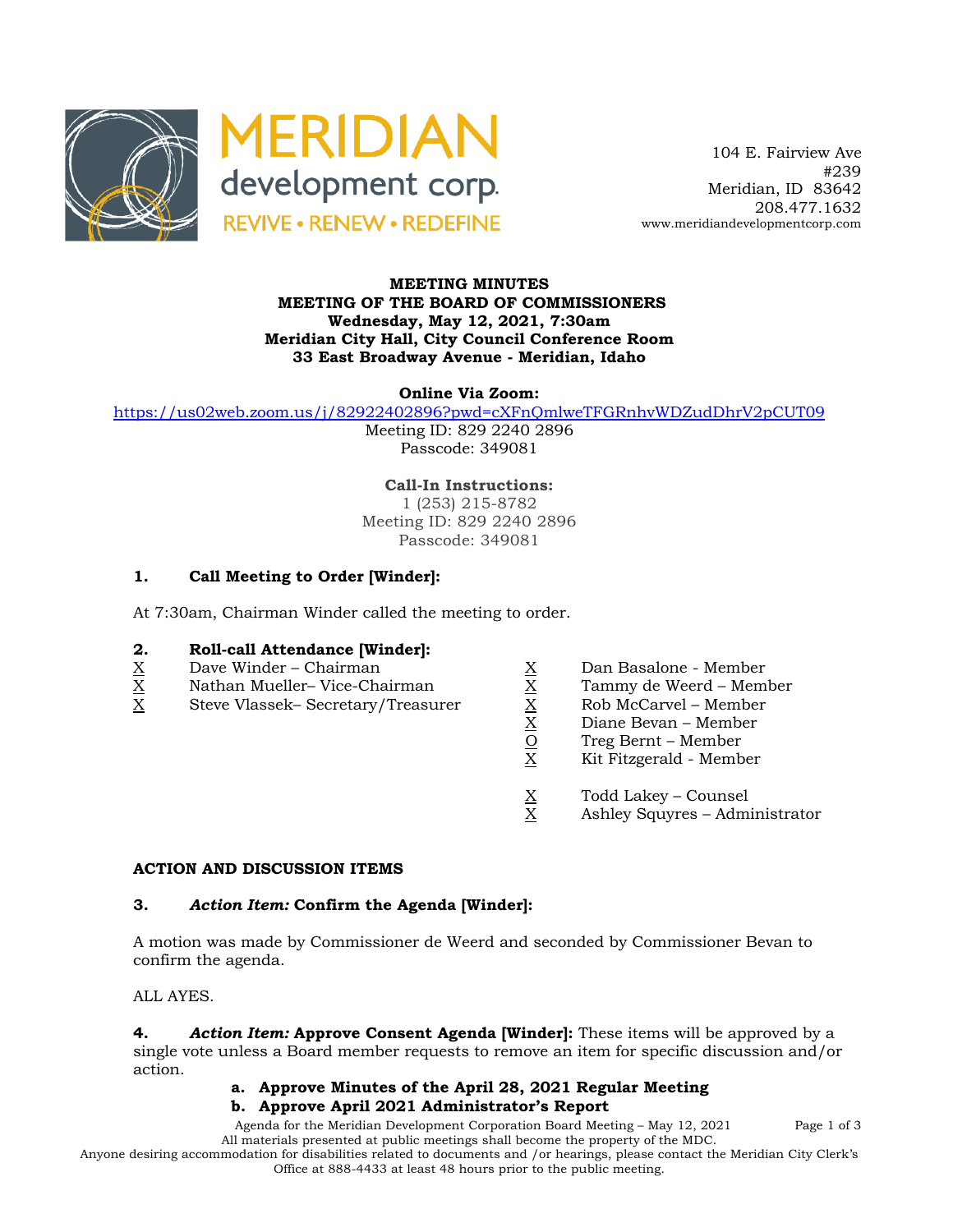MERIDIAN development corp.
REVIVE • RENEW • REDEFINE

104 E. Fairview Ave
#239
Meridian, ID 83642
208.477.1632
www.meridiandevelopmentcorp.com

**MEETING MINUTES**
**MEETING OF THE BOARD OF COMMISSIONERS**
**Wednesday, May 12, 2021, 7:30am**
**Meridian City Hall, City Council Conference Room**
**33 East Broadway Avenue - Meridian, Idaho**

**Online Via Zoom:**
https://us02web.zoom.us/j/82922402896?pwd=cXFnQmlweTFGRnhvWDZudDhrV2pCUT09
Meeting ID: 829 2240 2896
Passcode: 349081

**Call-In Instructions:**
1 (253) 215-8782
Meeting ID: 829 2240 2896
Passcode: 349081

### 1. Call Meeting to Order [Winder]:

At 7:30am, Chairman Winder called the meeting to order.

### 2. Roll-call Attendance [Winder]:

X Dave Winder – Chairman
X Nathan Mueller– Vice-Chairman
X Steve Vlassek– Secretary/Treasurer
X Dan Basalone - Member
X Tammy de Weerd – Member
X Rob McCarvel – Member
X Diane Bevan – Member
O Treg Bernt – Member
X Kit Fitzgerald - Member

X Todd Lakey – Counsel
X Ashley Squyres – Administrator

**ACTION AND DISCUSSION ITEMS**

### 3. *Action Item:* Confirm the Agenda [Winder]:

A motion was made by Commissioner de Weerd and seconded by Commissioner Bevan to confirm the agenda.

ALL AYES.

**4. *Action Item:* Approve Consent Agenda [Winder]:** These items will be approved by a single vote unless a Board member requests to remove an item for specific discussion and/or action.

- **a. Approve Minutes of the April 28, 2021 Regular Meeting**
- **b. Approve April 2021 Administrator's Report**

All materials presented at public meetings shall become the property of the MDC.
Anyone desiring accommodation for disabilities related to documents and /or hearings, please contact the Meridian City Clerk's Office at 888-4433 at least 48 hours prior to the public meeting.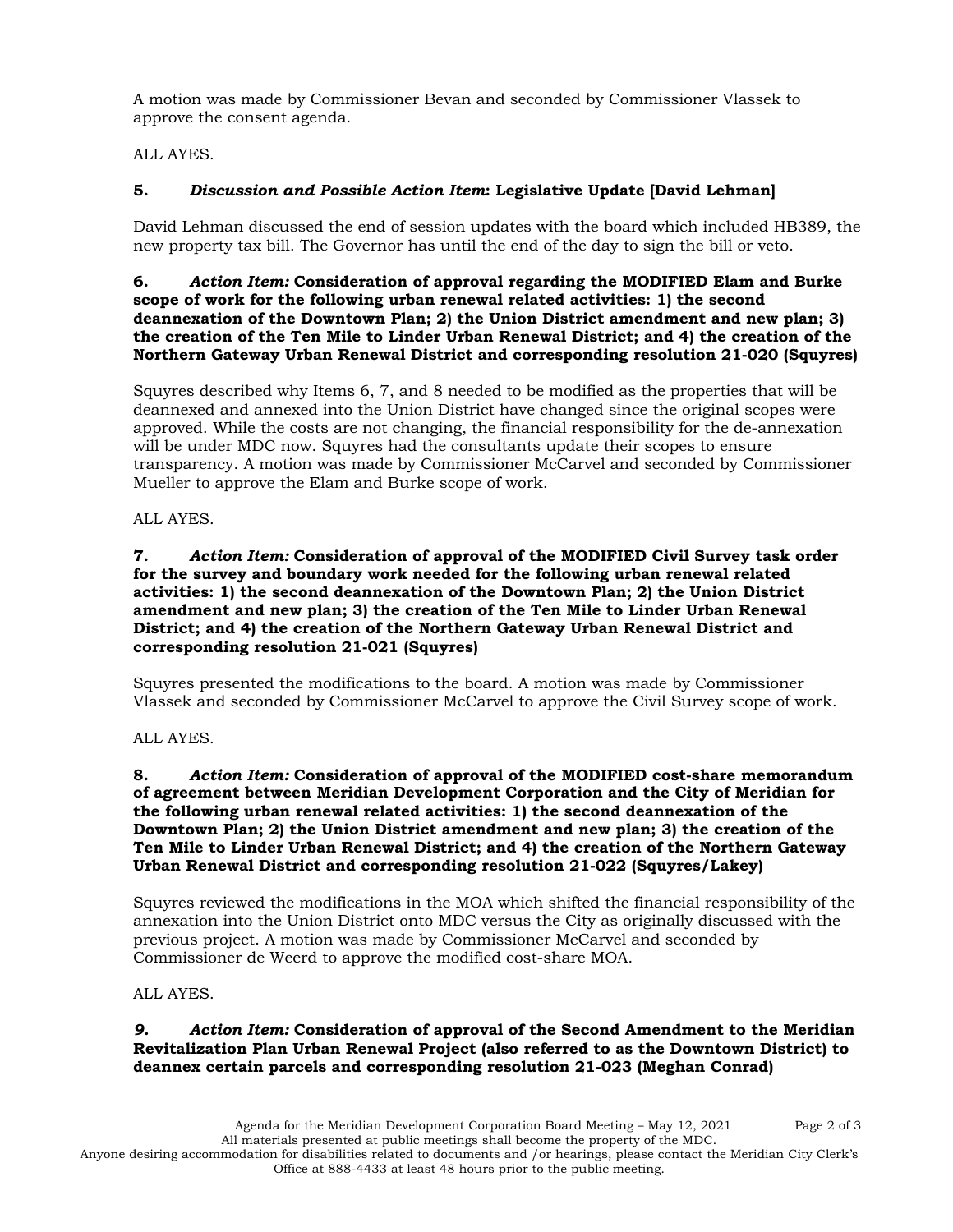A motion was made by Commissioner Bevan and seconded by Commissioner Vlassek to approve the consent agenda.

ALL AYES.

**5.** ***Discussion and Possible Action Item*: Legislative Update [David Lehman]**

David Lehman discussed the end of session updates with the board which included HB389, the new property tax bill. The Governor has until the end of the day to sign the bill or veto.

**6.** ***Action Item:* Consideration of approval regarding the MODIFIED Elam and Burke scope of work for the following urban renewal related activities: 1) the second deannexation of the Downtown Plan; 2) the Union District amendment and new plan; 3) the creation of the Ten Mile to Linder Urban Renewal District; and 4) the creation of the Northern Gateway Urban Renewal District and corresponding resolution 21-020 (Squyres)**

Squyres described why Items 6, 7, and 8 needed to be modified as the properties that will be deannexed and annexed into the Union District have changed since the original scopes were approved. While the costs are not changing, the financial responsibility for the de-annexation will be under MDC now. Squyres had the consultants update their scopes to ensure transparency. A motion was made by Commissioner McCarvel and seconded by Commissioner Mueller to approve the Elam and Burke scope of work.

ALL AYES.

**7.** ***Action Item:* Consideration of approval of the MODIFIED Civil Survey task order for the survey and boundary work needed for the following urban renewal related activities: 1) the second deannexation of the Downtown Plan; 2) the Union District amendment and new plan; 3) the creation of the Ten Mile to Linder Urban Renewal District; and 4) the creation of the Northern Gateway Urban Renewal District and corresponding resolution 21-021 (Squyres)**

Squyres presented the modifications to the board. A motion was made by Commissioner Vlassek and seconded by Commissioner McCarvel to approve the Civil Survey scope of work.

ALL AYES.

**8.** ***Action Item:* Consideration of approval of the MODIFIED cost-share memorandum of agreement between Meridian Development Corporation and the City of Meridian for the following urban renewal related activities: 1) the second deannexation of the Downtown Plan; 2) the Union District amendment and new plan; 3) the creation of the Ten Mile to Linder Urban Renewal District; and 4) the creation of the Northern Gateway Urban Renewal District and corresponding resolution 21-022 (Squyres/Lakey)**

Squyres reviewed the modifications in the MOA which shifted the financial responsibility of the annexation into the Union District onto MDC versus the City as originally discussed with the previous project. A motion was made by Commissioner McCarvel and seconded by Commissioner de Weerd to approve the modified cost-share MOA.

ALL AYES.

***9.*** ***Action Item:* Consideration of approval of the Second Amendment to the Meridian Revitalization Plan Urban Renewal Project (also referred to as the Downtown District) to deannex certain parcels and corresponding resolution 21-023 (Meghan Conrad)**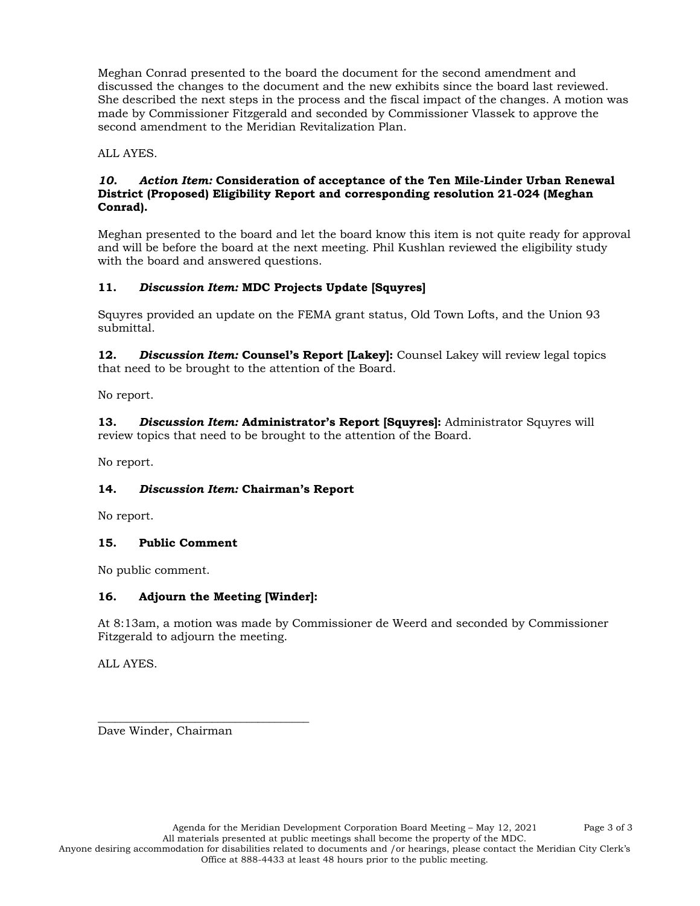Meghan Conrad presented to the board the document for the second amendment and discussed the changes to the document and the new exhibits since the board last reviewed. She described the next steps in the process and the fiscal impact of the changes. A motion was made by Commissioner Fitzgerald and seconded by Commissioner Vlassek to approve the second amendment to the Meridian Revitalization Plan.

ALL AYES.

***10. Action Item:* Consideration of acceptance of the Ten Mile-Linder Urban Renewal District (Proposed) Eligibility Report and corresponding resolution 21-024 (Meghan Conrad).**

Meghan presented to the board and let the board know this item is not quite ready for approval and will be before the board at the next meeting. Phil Kushlan reviewed the eligibility study with the board and answered questions.

**11. *Discussion Item:* MDC Projects Update [Squyres]**

Squyres provided an update on the FEMA grant status, Old Town Lofts, and the Union 93 submittal.

**12. *Discussion Item:* Counsel's Report [Lakey]:** Counsel Lakey will review legal topics that need to be brought to the attention of the Board.

No report.

**13. *Discussion Item:* Administrator's Report [Squyres]:** Administrator Squyres will review topics that need to be brought to the attention of the Board.

No report.

**14. *Discussion Item:* Chairman's Report**

No report.

**15. Public Comment**

No public comment.

**16. Adjourn the Meeting [Winder]:**

At 8:13am, a motion was made by Commissioner de Weerd and seconded by Commissioner Fitzgerald to adjourn the meeting.

ALL AYES.

___________________________________
Dave Winder, Chairman

Agenda for the Meridian Development Corporation Board Meeting – May 12, 2021
All materials presented at public meetings shall become the property of the MDC.
Anyone desiring accommodation for disabilities related to documents and /or hearings, please contact the Meridian City Clerk's Office at 888-4433 at least 48 hours prior to the public meeting.